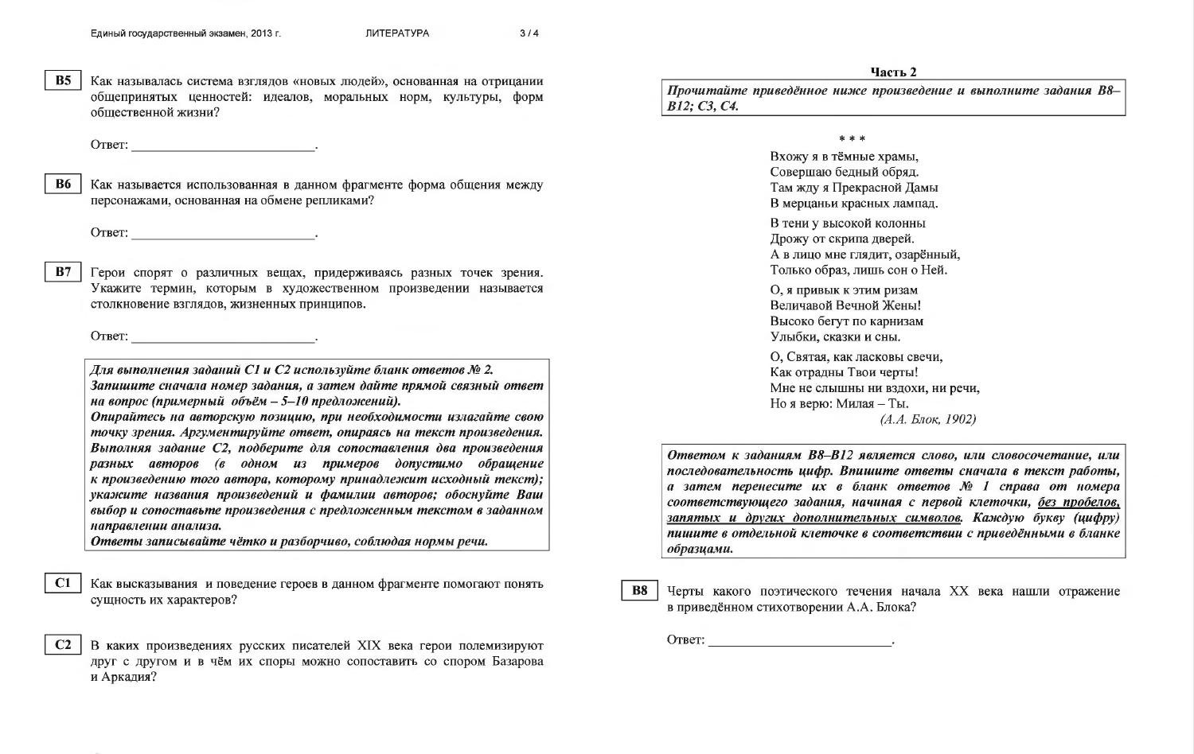**B5** Как называлась система взглядов «новых людей», основанная на отрицании общепринятых ценностей: идеалов, моральных норм, культуры, форм общественной жизни?

Ответ: ___________________________.

**B6** Как называется использованная в данном фрагменте форма общения между персонажами, основанная на обмене репликами?

Ответ: ___________________________.

**B7** Герои спорят о различных вещах, придерживаясь разных точек зрения. Укажите термин, которым в художественном произведении называется столкновение взглядов, жизненных принципов.

Ответ: ___________________________.

> ***Для выполнения заданий С1 и С2 используйте бланк ответов № 2.***
> ***Запишите сначала номер задания, а затем дайте прямой связный ответ на вопрос (примерный объём – 5–10 предложений).***
> ***Опирайтесь на авторскую позицию, при необходимости излагайте свою точку зрения. Аргументируйте ответ, опираясь на текст произведения. Выполняя задание С2, подберите для сопоставления два произведения разных авторов (в одном из примеров допустимо обращение к произведению того автора, которому принадлежит исходный текст); укажите названия произведений и фамилии авторов; обоснуйте Ваш выбор и сопоставьте произведения с предложенным текстом в заданном направлении анализа.***
> ***Ответы записывайте чётко и разборчиво, соблюдая нормы речи.***

**C1** Как высказывания и поведение героев в данном фрагменте помогают понять сущность их характеров?

**C2** В каких произведениях русских писателей XIX века герои полемизируют друг с другом и в чём их споры можно сопоставить со спором Базарова и Аркадия?

## Часть 2

> ***Прочитайте приведённое ниже произведение и выполните задания В8–В12; С3, С4.***

\* \* \*

Вхожу я в тёмные храмы,
Совершаю бедный обряд.
Там жду я Прекрасной Дамы
В мерцаньи красных лампад.

В тени у высокой колонны
Дрожу от скрипа дверей.
А в лицо мне глядит, озарённый,
Только образ, лишь сон о Ней.

О, я привык к этим ризам
Величавой Вечной Жены!
Высоко бегут по карнизам
Улыбки, сказки и сны.

О, Святая, как ласковы свечи,
Как отрадны Твои черты!
Мне не слышны ни вздохи, ни речи,
Но я верю: Милая – Ты.

*(А.А. Блок, 1902)*

> ***Ответом к заданиям В8–В12 является слово, или словосочетание, или последовательность цифр. Впишите ответы сначала в текст работы, а затем перенесите их в бланк ответов № 1 справа от номера соответствующего задания, начиная с первой клеточки, без пробелов, запятых и других дополнительных символов. Каждую букву (цифру) пишите в отдельной клеточке в соответствии с приведёнными в бланке образцами.***

**B8** Черты какого поэтического течения начала XX века нашли отражение в приведённом стихотворении А.А. Блока?

Ответ: ___________________________.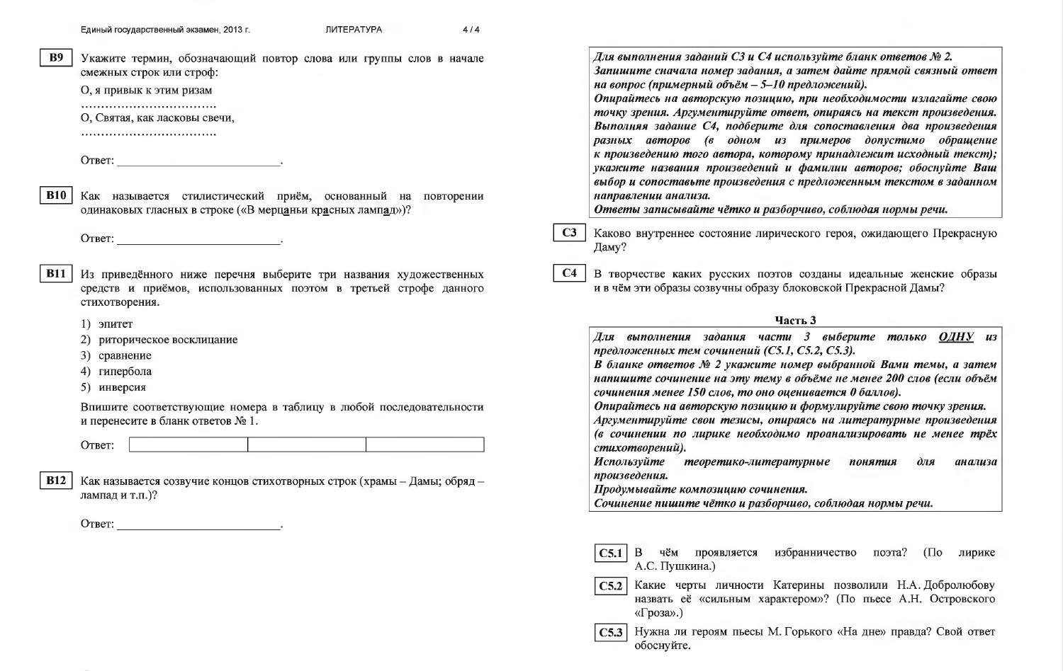**B9** Укажите термин, обозначающий повтор слова или группы слов в начале смежных строк или строф:

О, я привык к этим ризам

……………………………

О, Святая, как ласковы свечи,

……………………………

Ответ: ______________________.

**B10** Как называется стилистический приём, основанный на повторении одинаковых гласных в строке («В мерц**а**ньи кр**а**сных ламп**а**д»)?

Ответ: ______________________.

**B11** Из приведённого ниже перечня выберите три названия художественных средств и приёмов, использованных поэтом в третьей строфе данного стихотворения.

1) эпитет
2) риторическое восклицание
3) сравнение
4) гипербола
5) инверсия

Впишите соответствующие номера в таблицу в любой последовательности и перенесите в бланк ответов № 1.

Ответ:

| | | |
|---|---|---|
| | | |

**B12** Как называется созвучие концов стихотворных строк (храмы – Дамы; обряд – лампад и т.п.)?

Ответ: ______________________.

***Для выполнения заданий С3 и С4 используйте бланк ответов № 2.***
***Запишите сначала номер задания, а затем дайте прямой связный ответ на вопрос (примерный объём – 5–10 предложений).***
***Опирайтесь на авторскую позицию, при необходимости излагайте свою точку зрения. Аргументируйте ответ, опираясь на текст произведения.***
***Выполняя задание С4, подберите для сопоставления два произведения разных авторов (в одном из примеров допустимо обращение к произведению того автора, которому принадлежит исходный текст); укажите названия произведений и фамилии авторов; обоснуйте Ваш выбор и сопоставьте произведения с предложенным текстом в заданном направлении анализа.***
***Ответы записывайте чётко и разборчиво, соблюдая нормы речи.***

**C3** Каково внутреннее состояние лирического героя, ожидающего Прекрасную Даму?

**C4** В творчестве каких русских поэтов созданы идеальные женские образы и в чём эти образы созвучны образу блоковской Прекрасной Дамы?

## Часть 3

***Для выполнения задания части 3 выберите только ОДНУ из предложенных тем сочинений (С5.1, С5.2, С5.3).***
***В бланке ответов № 2 укажите номер выбранной Вами темы, а затем напишите сочинение на эту тему в объёме не менее 200 слов (если объём сочинения менее 150 слов, то оно оценивается 0 баллов).***
***Опирайтесь на авторскую позицию и формулируйте свою точку зрения.***
***Аргументируйте свои тезисы, опираясь на литературные произведения (в сочинении по лирике необходимо проанализировать не менее трёх стихотворений).***
***Используйте теоретико-литературные понятия для анализа произведения.***
***Продумывайте композицию сочинения.***
***Сочинение пишите чётко и разборчиво, соблюдая нормы речи.***

**C5.1** В чём проявляется избранничество поэта? (По лирике А.С. Пушкина.)

**C5.2** Какие черты личности Катерины позволили Н.А. Добролюбову назвать её «сильным характером»? (По пьесе А.Н. Островского «Гроза».)

**C5.3** Нужна ли героям пьесы М. Горького «На дне» правда? Свой ответ обоснуйте.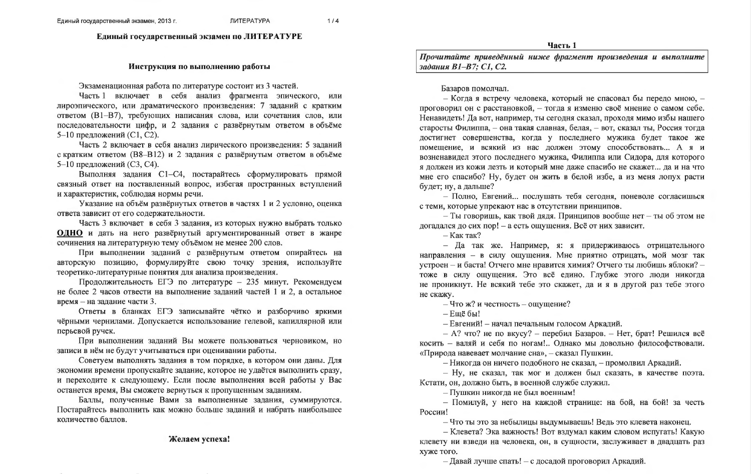# Единый государственный экзамен по ЛИТЕРАТУРЕ

## Инструкция по выполнению работы

Экзаменационная работа по литературе состоит из 3 частей.

Часть 1 включает в себя анализ фрагмента эпического, или лироэпического, или драматического произведения: 7 заданий с кратким ответом (В1–В7), требующих написания слова, или сочетания слов, или последовательности цифр, и 2 задания с развёрнутым ответом в объёме 5–10 предложений (С1, С2).

Часть 2 включает в себя анализ лирического произведения: 5 заданий с кратким ответом (В8–В12) и 2 задания с развёрнутым ответом в объёме 5–10 предложений (С3, С4).

Выполняя задания С1–С4, постарайтесь сформулировать прямой связный ответ на поставленный вопрос, избегая пространных вступлений и характеристик, соблюдая нормы речи.

Указание на объём развёрнутых ответов в частях 1 и 2 условно, оценка ответа зависит от его содержательности.

Часть 3 включает в себя 3 задания, из которых нужно выбрать только **ОДНО** и дать на него развёрнутый аргументированный ответ в жанре сочинения на литературную тему объёмом не менее 200 слов.

При выполнении заданий с развёрнутым ответом опирайтесь на авторскую позицию, формулируйте свою точку зрения, используйте теоретико-литературные понятия для анализа произведения.

Продолжительность ЕГЭ по литературе – 235 минут. Рекомендуем не более 2 часов отвести на выполнение заданий частей 1 и 2, а остальное время – на задание части 3.

Ответы в бланках ЕГЭ записывайте чётко и разборчиво яркими чёрными чернилами. Допускается использование гелевой, капиллярной или перьевой ручек.

При выполнении заданий Вы можете пользоваться черновиком, но записи в нём не будут учитываться при оценивании работы.

Советуем выполнять задания в том порядке, в котором они даны. Для экономии времени пропускайте задание, которое не удаётся выполнить сразу, и переходите к следующему. Если после выполнения всей работы у Вас останется время, Вы сможете вернуться к пропущенным заданиям.

Баллы, полученные Вами за выполненные задания, суммируются. Постарайтесь выполнить как можно больше заданий и набрать наибольшее количество баллов.

**Желаем успеха!**

## Часть 1

***Прочитайте приведённый ниже фрагмент произведения и выполните задания В1–В7; С1, С2.***

Базаров помолчал.

– Когда я встречу человека, который не спасовал бы передо мною, – проговорил он с расстановкой, – тогда я изменю своё мнение о самом себе. Ненавидеть! Да вот, например, ты сегодня сказал, проходя мимо избы нашего старосты Филиппа, – она такая славная, белая, – вот, сказал ты, Россия тогда достигнет совершенства, когда у последнего мужика будет такое же помещение, и всякий из нас должен этому способствовать... А я и возненавидел этого последнего мужика, Филиппа или Сидора, для которого я должен из кожи лезть и который мне даже спасибо не скажет... да и на что мне его спасибо? Ну, будет он жить в белой избе, а из меня лопух расти будет; ну, а дальше?

– Полно, Евгений... послушать тебя сегодня, поневоле согласишься с теми, которые упрекают нас в отсутствии принципов.

– Ты говоришь, как твой дядя. Принципов вообще нет – ты об этом не догадался до сих пор! – а есть ощущения. Всё от них зависит.

– Как так?

– Да так же. Например, я: я придерживаюсь отрицательного направления – в силу ощущения. Мне приятно отрицать, мой мозг так устроен – и баста! Отчего мне нравится химия? Отчего ты любишь яблоки? – тоже в силу ощущения. Это всё едино. Глубже этого люди никогда не проникнут. Не всякий тебе это скажет, да и я в другой раз тебе этого не скажу.

– Что ж? и честность – ощущение?

– Ещё бы!

– Евгений! – начал печальным голосом Аркадий.

– А? что? не по вкусу? – перебил Базаров. – Нет, брат! Решился всё косить – валяй и себя по ногам!.. Однако мы довольно философствовали. «Природа навевает молчание сна», – сказал Пушкин.

– Никогда он ничего подобного не сказал, – промолвил Аркадий.

– Ну, не сказал, так мог и должен был сказать, в качестве поэта. Кстати, он, должно быть, в военной службе служил.

– Пушкин никогда не был военным!

– Помилуй, у него на каждой странице: на бой, на бой! за честь России!

– Что ты это за небылицы выдумываешь! Ведь это клевета наконец.

– Клевета? Эка важность! Вот вздумал каким словом испугать! Какую клевету ни взведи на человека, он, в сущности, заслуживает в двадцать раз хуже того.

– Давай лучше спать! – с досадой проговорил Аркадий.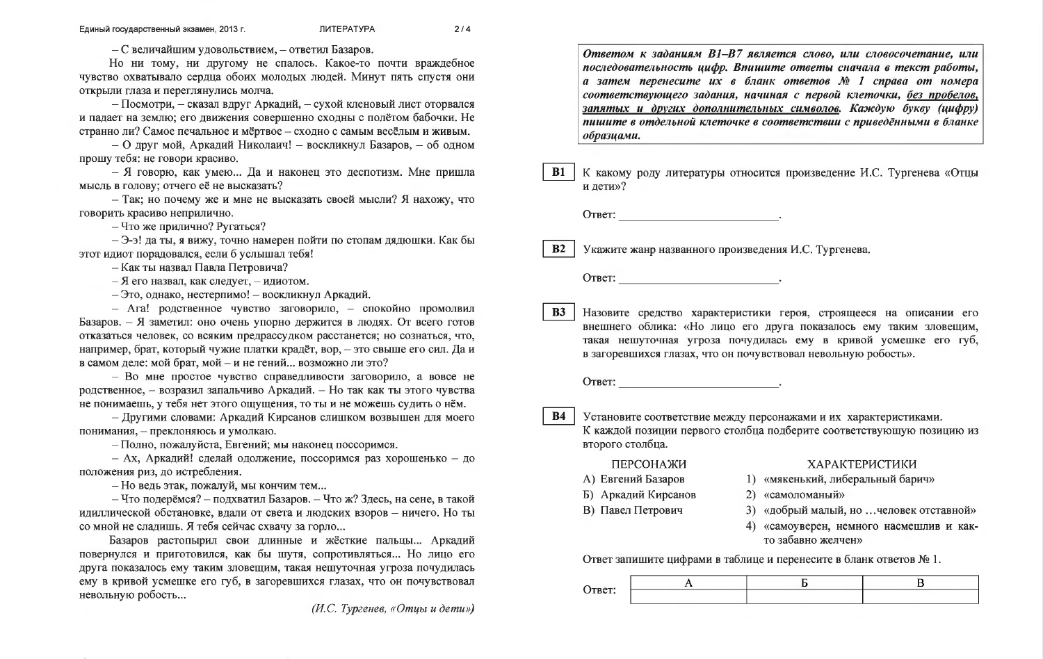– С величайшим удовольствием, – ответил Базаров.

Но ни тому, ни другому не спалось. Какое-то почти враждебное чувство охватывало сердца обоих молодых людей. Минут пять спустя они открыли глаза и переглянулись молча.

– Посмотри, – сказал вдруг Аркадий, – сухой кленовый лист оторвался и падает на землю; его движения совершенно сходны с полётом бабочки. Не странно ли? Самое печальное и мёртвое – сходно с самым весёлым и живым.

– О друг мой, Аркадий Николаич! – воскликнул Базаров, – об одном прошу тебя: не говори красиво.

– Я говорю, как умею... Да и наконец это деспотизм. Мне пришла мысль в голову; отчего её не высказать?

– Так; но почему же и мне не высказать своей мысли? Я нахожу, что говорить красиво неприлично.

– Что же прилично? Ругаться?

– Э-э! да ты, я вижу, точно намерен пойти по стопам дядюшки. Как бы этот идиот порадовался, если б услышал тебя!

– Как ты назвал Павла Петровича?

– Я его назвал, как следует, – идиотом.

– Это, однако, нестерпимо! – воскликнул Аркадий.

– Ага! родственное чувство заговорило, – спокойно промолвил Базаров. – Я заметил: оно очень упорно держится в людях. От всего готов отказаться человек, со всяким предрассудком расстанется; но сознаться, что, например, брат, который чужие платки крадёт, вор, – это свыше его сил. Да и в самом деле: мой брат, мой – и не гений... возможно ли это?

– Во мне простое чувство справедливости заговорило, а вовсе не родственное, – возразил запальчиво Аркадий. – Но так как ты этого чувства не понимаешь, у тебя нет этого ощущения, то ты и не можешь судить о нём.

– Другими словами: Аркадий Кирсанов слишком возвышен для моего понимания, – преклоняюсь и умолкаю.

– Полно, пожалуйста, Евгений; мы наконец поссоримся.

– Ах, Аркадий! сделай одолжение, поссоримся раз хорошенько – до положения риз, до истребления.

– Но ведь этак, пожалуй, мы кончим тем...

– Что подерёмся? – подхватил Базаров. – Что ж? Здесь, на сене, в такой идиллической обстановке, вдали от света и людских взоров – ничего. Но ты со мной не сладишь. Я тебя сейчас схвачу за горло...

Базаров растопырил свои длинные и жёсткие пальцы... Аркадий повернулся и приготовился, как бы шутя, сопротивляться... Но лицо его друга показалось ему таким зловещим, такая нешуточная угроза почудилась ему в кривой усмешке его губ, в загоревшихся глазах, что он почувствовал невольную робость...

*(И.С. Тургенев, «Отцы и дети»)*

***Ответом к заданиям В1–В7 является слово, или словосочетание, или последовательность цифр. Впишите ответы сначала в текст работы, а затем перенесите их в бланк ответов № 1 справа от номера соответствующего задания, начиная с первой клеточки, <u>без пробелов, запятых и других дополнительных символов</u>. Каждую букву (цифру) пишите в отдельной клеточке в соответствии с приведёнными в бланке образцами.***

**В1** К какому роду литературы относится произведение И.С. Тургенева «Отцы и дети»?

Ответ: ___________________________.

**В2** Укажите жанр названного произведения И.С. Тургенева.

Ответ: ___________________________.

**В3** Назовите средство характеристики героя, строящееся на описании его внешнего облика: «Но лицо его друга показалось ему таким зловещим, такая нешуточная угроза почудилась ему в кривой усмешке его губ, в загоревшихся глазах, что он почувствовал невольную робость».

Ответ: ___________________________.

**В4** Установите соответствие между персонажами и их характеристиками. К каждой позиции первого столбца подберите соответствующую позицию из второго столбца.

| ПЕРСОНАЖИ | ХАРАКТЕРИСТИКИ |
|---|---|
| А) Евгений Базаров | 1) «мякенький, либеральный барич» |
| Б) Аркадий Кирсанов | 2) «самоломаный» |
| В) Павел Петрович | 3) «добрый малый, но …человек отставной» |
| | 4) «самоуверен, немного насмешлив и как-то забавно желчен» |

Ответ запишите цифрами в таблице и перенесите в бланк ответов № 1.

Ответ:

| А | Б | В |
|---|---|---|
| | | |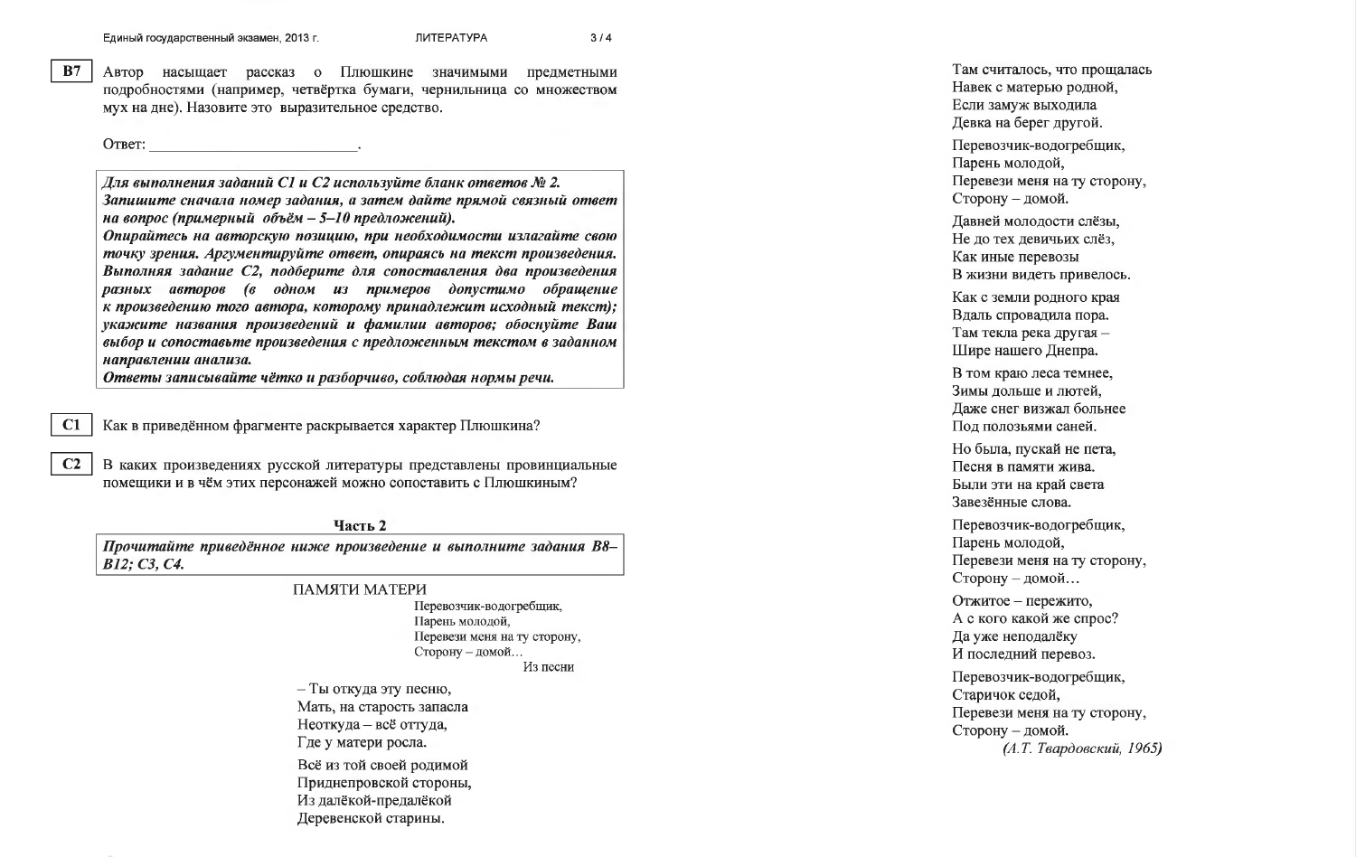**B7** Автор насыщает рассказ о Плюшкине значимыми предметными подробностями (например, четвёртка бумаги, чернильница со множеством мух на дне). Назовите это выразительное средство.

Ответ: ___________________________.

> ***Для выполнения заданий С1 и С2 используйте бланк ответов № 2.***
> ***Запишите сначала номер задания, а затем дайте прямой связный ответ на вопрос (примерный объём – 5–10 предложений).***
> ***Опирайтесь на авторскую позицию, при необходимости излагайте свою точку зрения. Аргументируйте ответ, опираясь на текст произведения. Выполняя задание С2, подберите для сопоставления два произведения разных авторов (в одном из примеров допустимо обращение к произведению того автора, которому принадлежит исходный текст); укажите названия произведений и фамилии авторов; обоснуйте Ваш выбор и сопоставьте произведения с предложенным текстом в заданном направлении анализа.***
> ***Ответы записывайте чётко и разборчиво, соблюдая нормы речи.***

**C1** Как в приведённом фрагменте раскрывается характер Плюшкина?

**C2** В каких произведениях русской литературы представлены провинциальные помещики и в чём этих персонажей можно сопоставить с Плюшкиным?

## Часть 2

> ***Прочитайте приведённое ниже произведение и выполните задания В8–В12; С3, С4.***

### ПАМЯТИ МАТЕРИ

Перевозчик-водогребщик,
Парень молодой,
Перевези меня на ту сторону,
Сторону – домой…

*Из песни*

– Ты откуда эту песню,
Мать, на старость запасла
Неоткуда – всё оттуда,
Где у матери росла.

Всё из той своей родимой
Приднепровской стороны,
Из далёкой-предалёкой
Деревенской старины.

Там считалось, что прощалась
Навек с матерью родной,
Если замуж выходила
Девка на берег другой.

Перевозчик-водогребщик,
Парень молодой,
Перевези меня на ту сторону,
Сторону – домой.

Давней молодости слёзы,
Не до тех девичьих слёз,
Как иные перевозы
В жизни видеть привелось.

Как с земли родного края
Вдаль спровадила пора.
Там текла река другая –
Шире нашего Днепра.

В том краю леса темнее,
Зимы дольше и лютей,
Даже снег визжал больнее
Под полозьями саней.

Но была, пускай не пета,
Песня в памяти жива.
Были эти на край света
Завезённые слова.

Перевозчик-водогребщик,
Парень молодой,
Перевези меня на ту сторону,
Сторону – домой…

Отжитое – пережито,
А с кого какой же спрос?
Да уже неподалёку
И последний перевоз.

Перевозчик-водогребщик,
Старичок седой,
Перевези меня на ту сторону,
Сторону – домой.

*(А.Т. Твардовский, 1965)*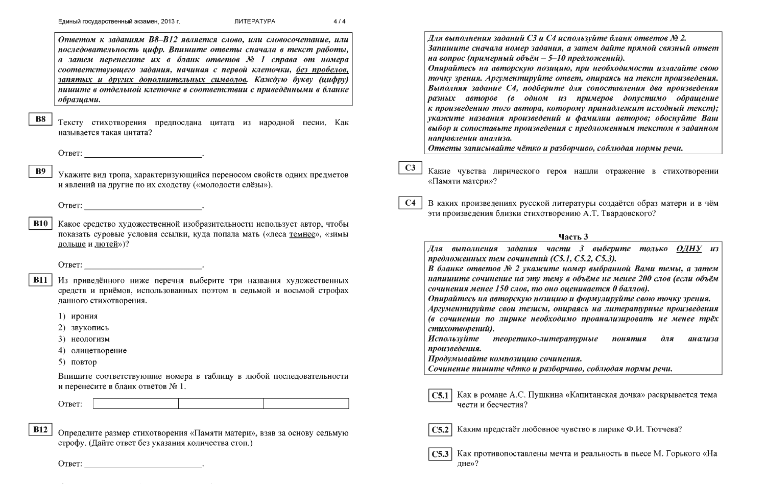***Ответом к заданиям В8–В12 является слово, или словосочетание, или последовательность цифр. Впишите ответы сначала в текст работы, а затем перенесите их в бланк ответов № 1 справа от номера соответствующего задания, начиная с первой клеточки, <u>без пробелов, запятых и других дополнительных символов</u>. Каждую букву (цифру) пишите в отдельной клеточке в соответствии с приведёнными в бланке образцами.***

**В8** Тексту стихотворения предпослана цитата из народной песни. Как называется такая цитата?

Ответ: ___________________________.

**В9** Укажите вид тропа, характеризующийся переносом свойств одних предметов и явлений на другие по их сходству («молодости слёзы»).

Ответ: ___________________________.

**В10** Какое средство художественной изобразительности использует автор, чтобы показать суровые условия ссылки, куда попала мать («леса <u>темнее</u>», «зимы <u>дольше</u> и <u>лютей</u>»)?

Ответ: ___________________________.

**В11** Из приведённого ниже перечня выберите три названия художественных средств и приёмов, использованных поэтом в седьмой и восьмой строфах данного стихотворения.

1) ирония
2) звукопись
3) неологизм
4) олицетворение
5) повтор

Впишите соответствующие номера в таблицу в любой последовательности и перенесите в бланк ответов № 1.

Ответ:

| | | |
|---|---|---|
| | | |

**В12** Определите размер стихотворения «Памяти матери», взяв за основу седьмую строфу. (Дайте ответ без указания количества стоп.)

Ответ: ___________________________.

***Для выполнения заданий С3 и С4 используйте бланк ответов № 2. Запишите сначала номер задания, а затем дайте прямой связный ответ на вопрос (примерный объём – 5–10 предложений). Опирайтесь на авторскую позицию, при необходимости излагайте свою точку зрения. Аргументируйте ответ, опираясь на текст произведения. Выполняя задание С4, подберите для сопоставления два произведения разных авторов (в одном из примеров допустимо обращение к произведению того автора, которому принадлежит исходный текст); укажите названия произведений и фамилии авторов; обоснуйте Ваш выбор и сопоставьте произведения с предложенным текстом в заданном направлении анализа. Ответы записывайте чётко и разборчиво, соблюдая нормы речи.***

**С3** Какие чувства лирического героя нашли отражение в стихотворении «Памяти матери»?

**С4** В каких произведениях русской литературы создаётся образ матери и в чём эти произведения близки стихотворению А.Т. Твардовского?

## Часть 3

***Для выполнения задания части 3 выберите только <u>ОДНУ</u> из предложенных тем сочинений (С5.1, С5.2, С5.3). В бланке ответов № 2 укажите номер выбранной Вами темы, а затем напишите сочинение на эту тему в объёме не менее 200 слов (если объём сочинения менее 150 слов, то оно оценивается 0 баллов). Опирайтесь на авторскую позицию и формулируйте свою точку зрения. Аргументируйте свои тезисы, опираясь на литературные произведения (в сочинении по лирике необходимо проанализировать не менее трёх стихотворений). Используйте теоретико-литературные понятия для анализа произведения. Продумывайте композицию сочинения. Сочинение пишите чётко и разборчиво, соблюдая нормы речи.***

**С5.1** Как в романе А.С. Пушкина «Капитанская дочка» раскрывается тема чести и бесчестия?

**С5.2** Каким предстаёт любовное чувство в лирике Ф.И. Тютчева?

**С5.3** Как противопоставлены мечта и реальность в пьесе М. Горького «На дне»?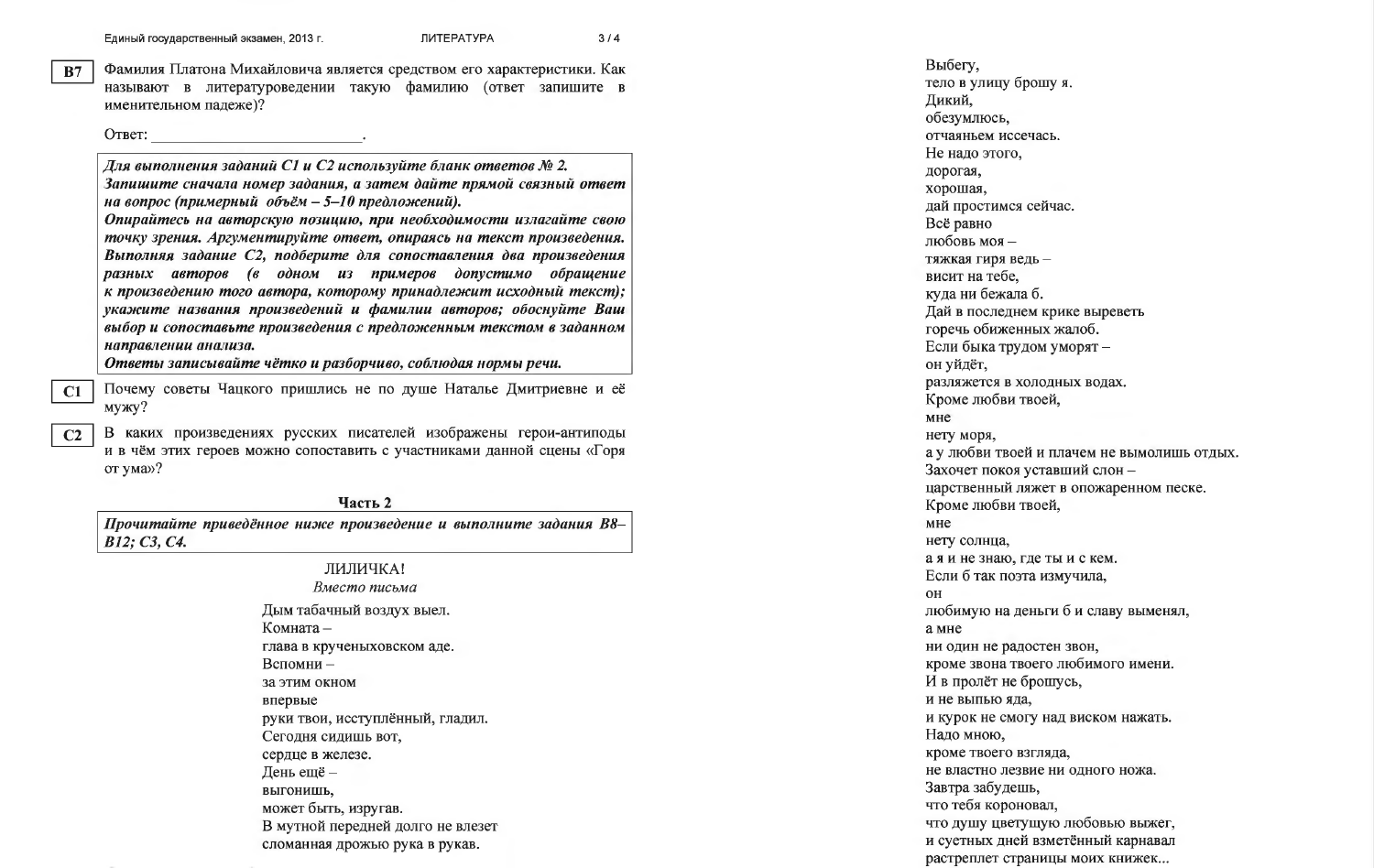**B7** Фамилия Платона Михайловича является средством его характеристики. Как называют в литературоведении такую фамилию (ответ запишите в именительном падеже)?

Ответ: ___________________________.

> ***Для выполнения заданий С1 и С2 используйте бланк ответов № 2.***
> ***Запишите сначала номер задания, а затем дайте прямой связный ответ на вопрос (примерный объём – 5–10 предложений).***
> ***Опирайтесь на авторскую позицию, при необходимости излагайте свою точку зрения. Аргументируйте ответ, опираясь на текст произведения.***
> ***Выполняя задание С2, подберите для сопоставления два произведения разных авторов (в одном из примеров допустимо обращение к произведению того автора, которому принадлежит исходный текст); укажите названия произведений и фамилии авторов; обоснуйте Ваш выбор и сопоставьте произведения с предложенным текстом в заданном направлении анализа.***
> ***Ответы записывайте чётко и разборчиво, соблюдая нормы речи.***

**C1** Почему советы Чацкого пришлись не по душе Наталье Дмитриевне и её мужу?

**C2** В каких произведениях русских писателей изображены герои-антиподы и в чём этих героев можно сопоставить с участниками данной сцены «Горя от ума»?

## Часть 2

> ***Прочитайте приведённое ниже произведение и выполните задания В8–В12; С3, С4.***

### ЛИЛИЧКА!

*Вместо письма*

Дым табачный воздух выел.  
Комната –  
глава в крученыховском аде.  
Вспомни –  
за этим окном  
впервые  
руки твои, исступлённый, гладил.  
Сегодня сидишь вот,  
сердце в железе.  
День ещё –  
выгонишь,  
может быть, изругав.  
В мутной передней долго не влезет  
сломанная дрожью рука в рукав.

Выбегу,  
тело в улицу брошу я.  
Дикий,  
обезумлюсь,  
отчаяньем иссечась.  
Не надо этого,  
дорогая,  
хорошая,  
дай простимся сейчас.  
Всё равно  
любовь моя –  
тяжкая гиря ведь –  
висит на тебе,  
куда ни бежала б.  
Дай в последнем крике выреветь  
горечь обиженных жалоб.  
Если быка трудом уморят –  
он уйдёт,  
разляжется в холодных водах.  
Кроме любви твоей,  
мне  
нету моря,  
а у любви твоей и плачем не вымолишь отдых.  
Захочет покоя уставший слон –  
царственный ляжет в опожаренном песке.  
Кроме любви твоей,  
мне  
нету солнца,  
а я и не знаю, где ты и с кем.  
Если б так поэта измучила,  
он  
любимую на деньги б и славу выменял,  
а мне  
ни один не радостен звон,  
кроме звона твоего любимого имени.  
И в пролёт не брошусь,  
и не выпью яда,  
и курок не смогу над виском нажать.  
Надо мною,  
кроме твоего взгляда,  
не властно лезвие ни одного ножа.  
Завтра забудешь,  
что тебя короновал,  
что душу цветущую любовью выжег,  
и суетных дней взметённый карнавал  
растреплет страницы моих книжек...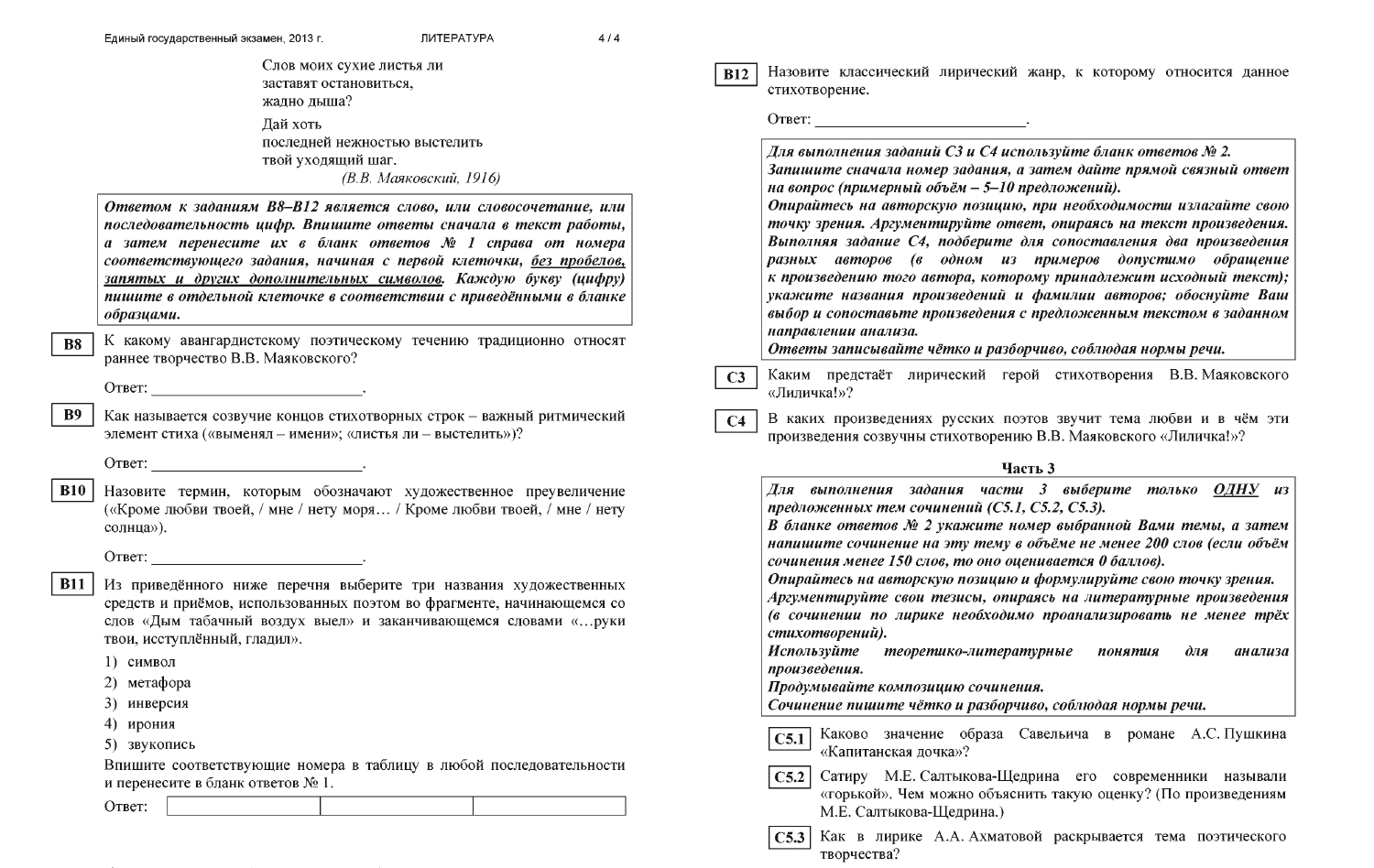Слов моих сухие листья ли
заставят остановиться,
жадно дыша?

Дай хоть
последней нежностью выстелить
твой уходящий шаг.

*(В.В. Маяковский, 1916)*

***Ответом к заданиям В8–В12 является слово, или словосочетание, или последовательность цифр. Впишите ответы сначала в текст работы, а затем перенесите их в бланк ответов № 1 справа от номера соответствующего задания, начиная с первой клеточки, без пробелов, запятых и других дополнительных символов. Каждую букву (цифру) пишите в отдельной клеточке в соответствии с приведёнными в бланке образцами.***

**B8** К какому авангардистскому поэтическому течению традиционно относят раннее творчество В.В. Маяковского?

Ответ: ___________________________.

**B9** Как называется созвучие концов стихотворных строк – важный ритмический элемент стиха («выменял – имени»; «листья ли – выстелить»)?

Ответ: ___________________________.

**B10** Назовите термин, которым обозначают художественное преувеличение («Кроме любви твоей, / мне / нету моря… / Кроме любви твоей, / мне / нету солнца»).

Ответ: ___________________________.

**B11** Из приведённого ниже перечня выберите три названия художественных средств и приёмов, использованных поэтом во фрагменте, начинающемся со слов «Дым табачный воздух выел» и заканчивающемся словами «…руки твои, исступлённый, гладил».

1) символ
2) метафора
3) инверсия
4) ирония
5) звукопись

Впишите соответствующие номера в таблицу в любой последовательности и перенесите в бланк ответов № 1.

Ответ:

| | | |
|---|---|---|
| | | |

**B12** Назовите классический лирический жанр, к которому относится данное стихотворение.

Ответ: ___________________________.

***Для выполнения заданий С3 и С4 используйте бланк ответов № 2. Запишите сначала номер задания, а затем дайте прямой связный ответ на вопрос (примерный объём – 5–10 предложений). Опирайтесь на авторскую позицию, при необходимости излагайте свою точку зрения. Аргументируйте ответ, опираясь на текст произведения. Выполняя задание С4, подберите для сопоставления два произведения разных авторов (в одном из примеров допустимо обращение к произведению того автора, которому принадлежит исходный текст); укажите названия произведений и фамилии авторов; обоснуйте Ваш выбор и сопоставьте произведения с предложенным текстом в заданном направлении анализа. Ответы записывайте чётко и разборчиво, соблюдая нормы речи.***

**C3** Каким предстаёт лирический герой стихотворения В.В. Маяковского «Лиличка!»?

**C4** В каких произведениях русских поэтов звучит тема любви и в чём эти произведения созвучны стихотворению В.В. Маяковского «Лиличка!»?

## Часть 3

***Для выполнения задания части 3 выберите только ОДНУ из предложенных тем сочинений (С5.1, С5.2, С5.3). В бланке ответов № 2 укажите номер выбранной Вами темы, а затем напишите сочинение на эту тему в объёме не менее 200 слов (если объём сочинения менее 150 слов, то оно оценивается 0 баллов). Опирайтесь на авторскую позицию и формулируйте свою точку зрения. Аргументируйте свои тезисы, опираясь на литературные произведения (в сочинении по лирике необходимо проанализировать не менее трёх стихотворений). Используйте теоретико-литературные понятия для анализа произведения. Продумывайте композицию сочинения. Сочинение пишите чётко и разборчиво, соблюдая нормы речи.***

**C5.1** Каково значение образа Савельича в романе А.С. Пушкина «Капитанская дочка»?

**C5.2** Сатиру М.Е. Салтыкова-Щедрина его современники называли «горькой». Чем можно объяснить такую оценку? (По произведениям М.Е. Салтыкова-Щедрина.)

**C5.3** Как в лирике А.А. Ахматовой раскрывается тема поэтического творчества?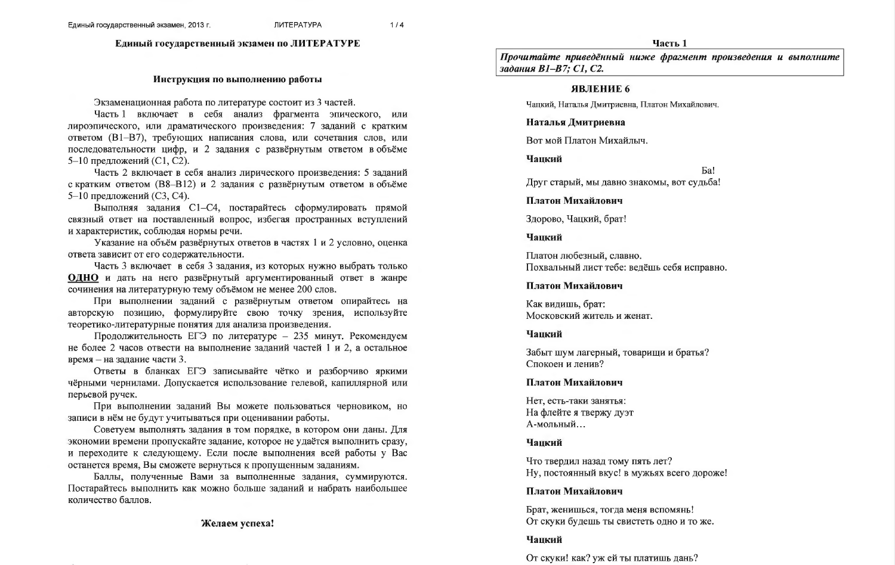## Единый государственный экзамен по ЛИТЕРАТУРЕ

### Инструкция по выполнению работы

Экзаменационная работа по литературе состоит из 3 частей.

Часть 1 включает в себя анализ фрагмента эпического, или лироэпического, или драматического произведения: 7 заданий с кратким ответом (В1–В7), требующих написания слова, или сочетания слов, или последовательности цифр, и 2 задания с развёрнутым ответом в объёме 5–10 предложений (С1, С2).

Часть 2 включает в себя анализ лирического произведения: 5 заданий с кратким ответом (В8–В12) и 2 задания с развёрнутым ответом в объёме 5–10 предложений (С3, С4).

Выполняя задания С1–С4, постарайтесь сформулировать прямой связный ответ на поставленный вопрос, избегая пространных вступлений и характеристик, соблюдая нормы речи.

Указание на объём развёрнутых ответов в частях 1 и 2 условно, оценка ответа зависит от его содержательности.

Часть 3 включает в себя 3 задания, из которых нужно выбрать только **ОДНО** и дать на него развёрнутый аргументированный ответ в жанре сочинения на литературную тему объёмом не менее 200 слов.

При выполнении заданий с развёрнутым ответом опирайтесь на авторскую позицию, формулируйте свою точку зрения, используйте теоретико-литературные понятия для анализа произведения.

Продолжительность ЕГЭ по литературе – 235 минут. Рекомендуем не более 2 часов отвести на выполнение заданий частей 1 и 2, а остальное время – на задание части 3.

Ответы в бланках ЕГЭ записывайте чётко и разборчиво яркими чёрными чернилами. Допускается использование гелевой, капиллярной или перьевой ручек.

При выполнении заданий Вы можете пользоваться черновиком, но записи в нём не будут учитываться при оценивании работы.

Советуем выполнять задания в том порядке, в котором они даны. Для экономии времени пропускайте задание, которое не удаётся выполнить сразу, и переходите к следующему. Если после выполнения всей работы у Вас останется время, Вы сможете вернуться к пропущенным заданиям.

Баллы, полученные Вами за выполненные задания, суммируются. Постарайтесь выполнить как можно больше заданий и набрать наибольшее количество баллов.

**Желаем успеха!**

## Часть 1

***Прочитайте приведённый ниже фрагмент произведения и выполните задания В1–В7; С1, С2.***

**ЯВЛЕНИЕ 6**

Чацкий, Наталья Дмитриевна, Платон Михайлович.

**Наталья Дмитриевна**

Вот мой Платон Михайлыч.

**Чацкий**

Ба!
Друг старый, мы давно знакомы, вот судьба!

**Платон Михайлович**

Здорово, Чацкий, брат!

**Чацкий**

Платон любезный, славно.
Похвальный лист тебе: ведёшь себя исправно.

**Платон Михайлович**

Как видишь, брат:
Московский житель и женат.

**Чацкий**

Забыт шум лагерный, товарищи и братья?
Спокоен и ленив?

**Платон Михайлович**

Нет, есть-таки занятья:
На флейте я твержу дуэт
А-мольный…

**Чацкий**

Что твердил назад тому пять лет?
Ну, постоянный вкус! в мужьях всего дороже!

**Платон Михайлович**

Брат, женишься, тогда меня вспомянь!
От скуки будешь ты свистеть одно и то же.

**Чацкий**

От скуки! как? уж ей ты платишь дань?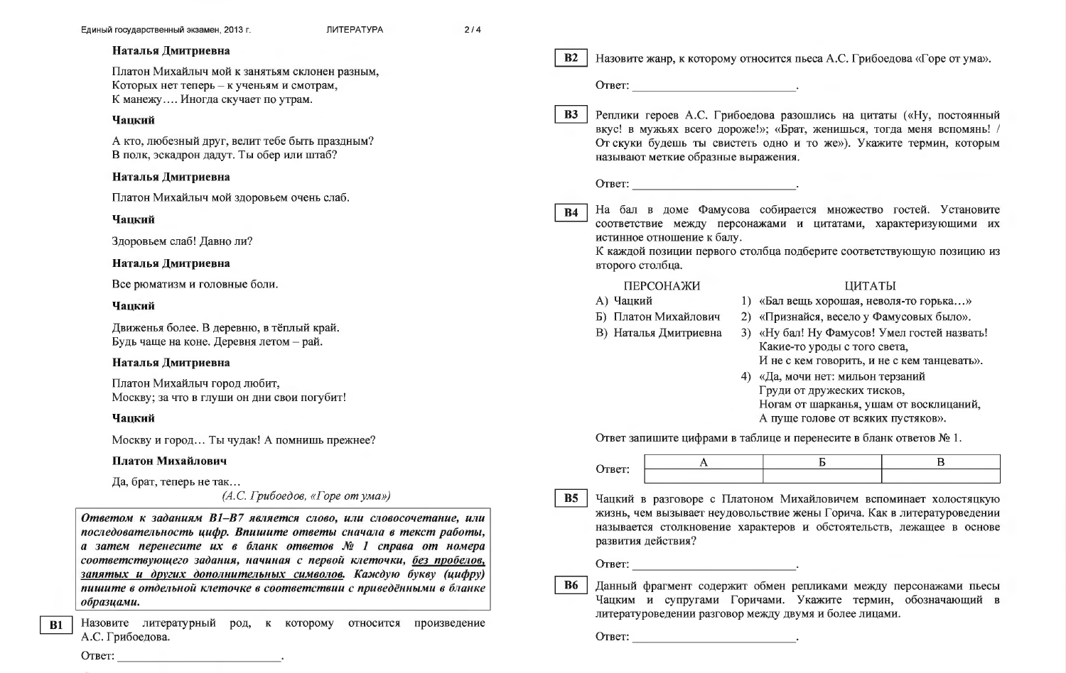**Наталья Дмитриевна**

Платон Михайлыч мой к занятьям склонен разным,
Которых нет теперь – к ученьям и смотрам,
К манежу…. Иногда скучает по утрам.

**Чацкий**

А кто, любезный друг, велит тебе быть праздным?
В полк, эскадрон дадут. Ты обер или штаб?

**Наталья Дмитриевна**

Платон Михайлыч мой здоровьем очень слаб.

**Чацкий**

Здоровьем слаб! Давно ли?

**Наталья Дмитриевна**

Все рюматизм и головные боли.

**Чацкий**

Движенья более. В деревню, в тёплый край.
Будь чаще на коне. Деревня летом – рай.

**Наталья Дмитриевна**

Платон Михайлыч город любит,
Москву; за что в глуши он дни свои погубит!

**Чацкий**

Москву и город… Ты чудак! А помнишь прежнее?

**Платон Михайлович**

Да, брат, теперь не так…

*(А.С. Грибоедов, «Горе от ума»)*

***Ответом к заданиям B1–B7 является слово, или словосочетание, или последовательность цифр. Впишите ответы сначала в текст работы, а затем перенесите их в бланк ответов № 1 справа от номера соответствующего задания, начиная с первой клеточки, без пробелов, запятых и других дополнительных символов. Каждую букву (цифру) пишите в отдельной клеточке в соответствии с приведёнными в бланке образцами.***

**B1** Назовите литературный род, к которому относится произведение А.С. Грибоедова.

Ответ: ___________________________.

**B2** Назовите жанр, к которому относится пьеса А.С. Грибоедова «Горе от ума».

Ответ: ___________________________.

**B3** Реплики героев А.С. Грибоедова разошлись на цитаты («Ну, постоянный вкус! в мужьях всего дороже!»; «Брат, женишься, тогда меня вспомянь! / От скуки будешь ты свистеть одно и то же»). Укажите термин, которым называют меткие образные выражения.

Ответ: ___________________________.

**B4** На бал в доме Фамусова собирается множество гостей. Установите соответствие между персонажами и цитатами, характеризующими их истинное отношение к балу.

К каждой позиции первого столбца подберите соответствующую позицию из второго столбца.

ПЕРСОНАЖИ

А) Чацкий
Б) Платон Михайлович
В) Наталья Дмитриевна

ЦИТАТЫ

1) «Бал вещь хорошая, неволя-то горька…»
2) «Признайся, весело у Фамусовых было».
3) «Ну бал! Ну Фамусов! Умел гостей назвать! Какие-то уроды с того света, И не с кем говорить, и не с кем танцевать».
4) «Да, мочи нет: мильон терзаний Груди от дружеских тисков, Ногам от шарканья, ушам от восклицаний, А пуще голове от всяких пустяков».

Ответ запишите цифрами в таблице и перенесите в бланк ответов № 1.

Ответ:

| А | Б | В |
|---|---|---|
| | | |

**B5** Чацкий в разговоре с Платоном Михайловичем вспоминает холостяцкую жизнь, чем вызывает неудовольствие жены Горича. Как в литературоведении называется столкновение характеров и обстоятельств, лежащее в основе развития действия?

Ответ: ___________________________.

**B6** Данный фрагмент содержит обмен репликами между персонажами пьесы Чацким и супругами Горичами. Укажите термин, обозначающий в литературоведении разговор между двумя и более лицами.

Ответ: ___________________________.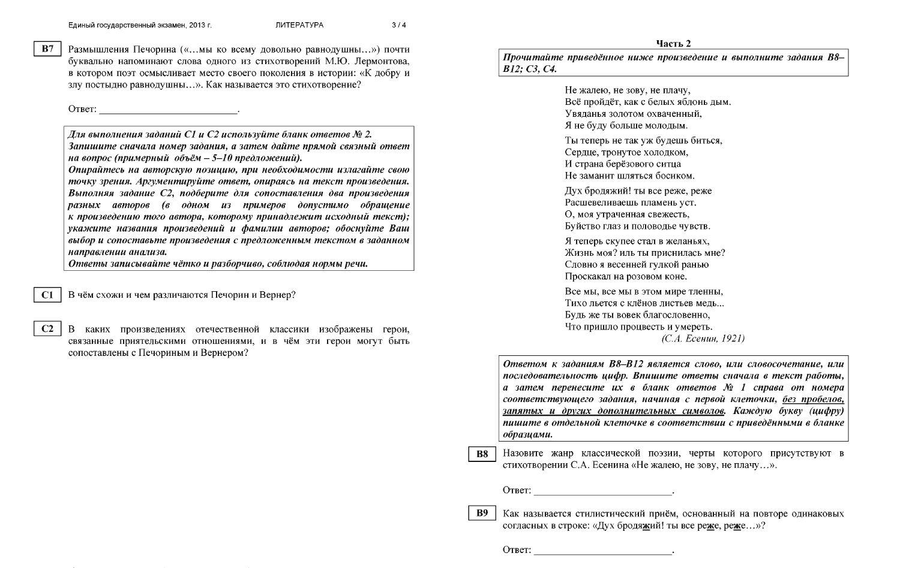**B7** Размышления Печорина («…мы ко всему довольно равнодушны…») почти буквально напоминают слова одного из стихотворений М.Ю. Лермонтова, в котором поэт осмысливает место своего поколения в истории: «К добру и злу постыдно равнодушны…». Как называется это стихотворение?

Ответ: ___________________________.

***Для выполнения заданий C1 и C2 используйте бланк ответов № 2. Запишите сначала номер задания, а затем дайте прямой связный ответ на вопрос (примерный объём – 5–10 предложений).***
***Опирайтесь на авторскую позицию, при необходимости излагайте свою точку зрения. Аргументируйте ответ, опираясь на текст произведения. Выполняя задание C2, подберите для сопоставления два произведения разных авторов (в одном из примеров допустимо обращение к произведению того автора, которому принадлежит исходный текст); укажите названия произведений и фамилии авторов; обоснуйте Ваш выбор и сопоставьте произведения с предложенным текстом в заданном направлении анализа.***
***Ответы записывайте чётко и разборчиво, соблюдая нормы речи.***

**C1** В чём схожи и чем различаются Печорин и Вернер?

**C2** В каких произведениях отечественной классики изображены герои, связанные приятельскими отношениями, и в чём эти герои могут быть сопоставлены с Печориным и Вернером?

## Часть 2

***Прочитайте приведённое ниже произведение и выполните задания B8–B12; C3, C4.***

Не жалею, не зову, не плачу,
Всё пройдёт, как с белых яблонь дым.
Увяданья золотом охваченный,
Я не буду больше молодым.

Ты теперь не так уж будешь биться,
Сердце, тронутое холодком,
И страна берёзового ситца
Не заманит шляться босиком.

Дух бродяжий! ты все реже, реже
Расшевеливаешь пламень уст.
О, моя утраченная свежесть,
Буйство глаз и половодье чувств.

Я теперь скупее стал в желаньях,
Жизнь моя? иль ты приснилась мне?
Словно я весенней гулкой ранью
Проскакал на розовом коне.

Все мы, все мы в этом мире тленны,
Тихо льется с клёнов листьев медь...
Будь же ты вовек благословенно,
Что пришло процвесть и умереть.

*(С.А. Есенин, 1921)*

***Ответом к заданиям B8–B12 является слово, или словосочетание, или последовательность цифр. Впишите ответы сначала в текст работы, а затем перенесите их в бланк ответов № 1 справа от номера соответствующего задания, начиная с первой клеточки, без пробелов, запятых и других дополнительных символов. Каждую букву (цифру) пишите в отдельной клеточке в соответствии с приведёнными в бланке образцами.***

**B8** Назовите жанр классической поэзии, черты которого присутствуют в стихотворении С.А. Есенина «Не жалею, не зову, не плачу…».

Ответ: ___________________________.

**B9** Как называется стилистический приём, основанный на повторе одинаковых согласных в строке: «Дух бродя**ж**ий! ты все ре**ж**е, ре**ж**е…»?

Ответ: ___________________________.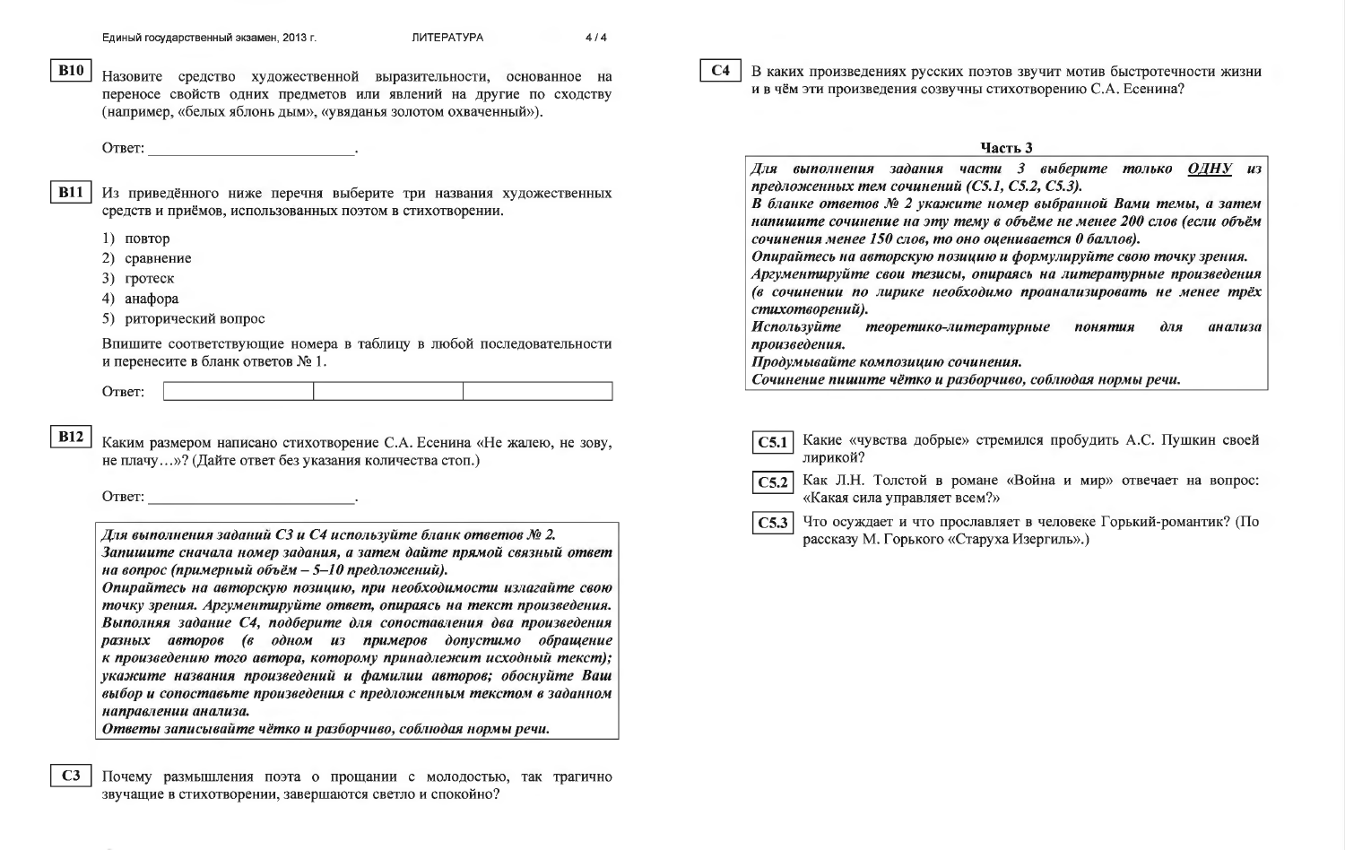**B10** Назовите средство художественной выразительности, основанное на переносе свойств одних предметов или явлений на другие по сходству (например, «белых яблонь дым», «увяданья золотом охваченный»).

Ответ: ___________________________.

**B11** Из приведённого ниже перечня выберите три названия художественных средств и приёмов, использованных поэтом в стихотворении.

1) повтор
2) сравнение
3) гротеск
4) анафора
5) риторический вопрос

Впишите соответствующие номера в таблицу в любой последовательности и перенесите в бланк ответов № 1.

Ответ:

| | | |
|---|---|---|
| | | |

**B12** Каким размером написано стихотворение С.А. Есенина «Не жалею, не зову, не плачу…»? (Дайте ответ без указания количества стоп.)

Ответ: ___________________________.

***Для выполнения заданий С3 и С4 используйте бланк ответов № 2.***
***Запишите сначала номер задания, а затем дайте прямой связный ответ на вопрос (примерный объём – 5–10 предложений).***
***Опирайтесь на авторскую позицию, при необходимости излагайте свою точку зрения. Аргументируйте ответ, опираясь на текст произведения.***
***Выполняя задание С4, подберите для сопоставления два произведения разных авторов (в одном из примеров допустимо обращение к произведению того автора, которому принадлежит исходный текст); укажите названия произведений и фамилии авторов; обоснуйте Ваш выбор и сопоставьте произведения с предложенным текстом в заданном направлении анализа.***
***Ответы записывайте чётко и разборчиво, соблюдая нормы речи.***

**C3** Почему размышления поэта о прощании с молодостью, так трагично звучащие в стихотворении, завершаются светло и спокойно?

**C4** В каких произведениях русских поэтов звучит мотив быстротечности жизни и в чём эти произведения созвучны стихотворению С.А. Есенина?

## Часть 3

***Для выполнения задания части 3 выберите только <u>ОДНУ</u> из предложенных тем сочинений (С5.1, С5.2, С5.3).***
***В бланке ответов № 2 укажите номер выбранной Вами темы, а затем напишите сочинение на эту тему в объёме не менее 200 слов (если объём сочинения менее 150 слов, то оно оценивается 0 баллов).***
***Опирайтесь на авторскую позицию и формулируйте свою точку зрения.***
***Аргументируйте свои тезисы, опираясь на литературные произведения (в сочинении по лирике необходимо проанализировать не менее трёх стихотворений).***
***Используйте теоретико-литературные понятия для анализа произведения.***
***Продумывайте композицию сочинения.***
***Сочинение пишите чётко и разборчиво, соблюдая нормы речи.***

**C5.1** Какие «чувства добрые» стремился пробудить А.С. Пушкин своей лирикой?

**C5.2** Как Л.Н. Толстой в романе «Война и мир» отвечает на вопрос: «Какая сила управляет всем?»

**C5.3** Что осуждает и что прославляет в человеке Горький-романтик? (По рассказу М. Горького «Старуха Изергиль».)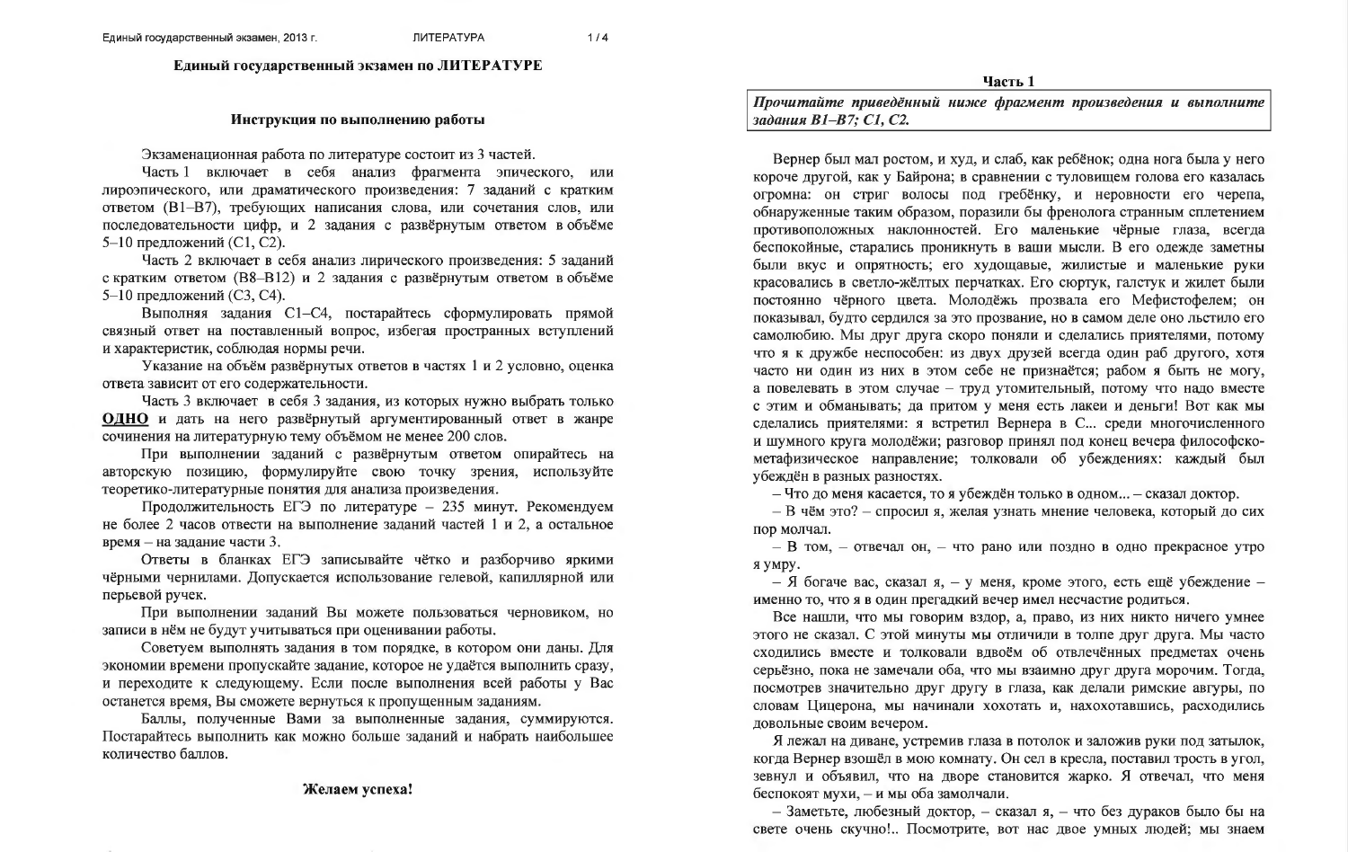# Единый государственный экзамен по ЛИТЕРАТУРЕ

## Инструкция по выполнению работы

Экзаменационная работа по литературе состоит из 3 частей.

Часть 1 включает в себя анализ фрагмента эпического, или лироэпического, или драматического произведения: 7 заданий с кратким ответом (B1–B7), требующих написания слова, или сочетания слов, или последовательности цифр, и 2 задания с развёрнутым ответом в объёме 5–10 предложений (C1, C2).

Часть 2 включает в себя анализ лирического произведения: 5 заданий с кратким ответом (B8–B12) и 2 задания с развёрнутым ответом в объёме 5–10 предложений (C3, C4).

Выполняя задания C1–C4, постарайтесь сформулировать прямой связный ответ на поставленный вопрос, избегая пространных вступлений и характеристик, соблюдая нормы речи.

Указание на объём развёрнутых ответов в частях 1 и 2 условно, оценка ответа зависит от его содержательности.

Часть 3 включает в себя 3 задания, из которых нужно выбрать только **ОДНО** и дать на него развёрнутый аргументированный ответ в жанре сочинения на литературную тему объёмом не менее 200 слов.

При выполнении заданий с развёрнутым ответом опирайтесь на авторскую позицию, формулируйте свою точку зрения, используйте теоретико-литературные понятия для анализа произведения.

Продолжительность ЕГЭ по литературе – 235 минут. Рекомендуем не более 2 часов отвести на выполнение заданий частей 1 и 2, а остальное время – на задание части 3.

Ответы в бланках ЕГЭ записывайте чётко и разборчиво яркими чёрными чернилами. Допускается использование гелевой, капиллярной или перьевой ручек.

При выполнении заданий Вы можете пользоваться черновиком, но записи в нём не будут учитываться при оценивании работы.

Советуем выполнять задания в том порядке, в котором они даны. Для экономии времени пропускайте задание, которое не удаётся выполнить сразу, и переходите к следующему. Если после выполнения всей работы у Вас останется время, Вы сможете вернуться к пропущенным заданиям.

Баллы, полученные Вами за выполненные задания, суммируются. Постарайтесь выполнить как можно больше заданий и набрать наибольшее количество баллов.

**Желаем успеха!**

## Часть 1

***Прочитайте приведённый ниже фрагмент произведения и выполните задания B1–B7; C1, C2.***

Вернер был мал ростом, и худ, и слаб, как ребёнок; одна нога была у него короче другой, как у Байрона; в сравнении с туловищем голова его казалась огромна: он стриг волосы под гребёнку, и неровности его черепа, обнаруженные таким образом, поразили бы френолога странным сплетением противоположных наклонностей. Его маленькие чёрные глаза, всегда беспокойные, старались проникнуть в ваши мысли. В его одежде заметны были вкус и опрятность; его худощавые, жилистые и маленькие руки красовались в светло-жёлтых перчатках. Его сюртук, галстук и жилет были постоянно чёрного цвета. Молодёжь прозвала его Мефистофелем; он показывал, будто сердился за это прозвание, но в самом деле оно льстило его самолюбию. Мы друг друга скоро поняли и сделались приятелями, потому что я к дружбе неспособен: из двух друзей всегда один раб другого, хотя часто ни один из них в этом себе не признаётся; рабом я быть не могу, а повелевать в этом случае – труд утомительный, потому что надо вместе с этим и обманывать; да притом у меня есть лакеи и деньги! Вот как мы сделались приятелями: я встретил Вернера в С... среди многочисленного и шумного круга молодёжи; разговор принял под конец вечера философско-метафизическое направление; толковали об убеждениях: каждый был убеждён в разных разностях.

– Что до меня касается, то я убеждён только в одном... – сказал доктор.

– В чём это? – спросил я, желая узнать мнение человека, который до сих пор молчал.

– В том, – отвечал он, – что рано или поздно в одно прекрасное утро я умру.

– Я богаче вас, сказал я, – у меня, кроме этого, есть ещё убеждение – именно то, что я в один прегадкий вечер имел несчастие родиться.

Все нашли, что мы говорим вздор, а, право, из них никто ничего умнее этого не сказал. С этой минуты мы отличили в толпе друг друга. Мы часто сходились вместе и толковали вдвоём об отвлечённых предметах очень серьёзно, пока не замечали оба, что мы взаимно друг друга морочим. Тогда, посмотрев значительно друг другу в глаза, как делали римские авгуры, по словам Цицерона, мы начинали хохотать и, нахохотавшись, расходились довольные своим вечером.

Я лежал на диване, устремив глаза в потолок и заложив руки под затылок, когда Вернер взошёл в мою комнату. Он сел в кресла, поставил трость в угол, зевнул и объявил, что на дворе становится жарко. Я отвечал, что меня беспокоят мухи, – и мы оба замолчали.

– Заметьте, любезный доктор, – сказал я, – что без дураков было бы на свете очень скучно!.. Посмотрите, вот нас двое умных людей; мы знаем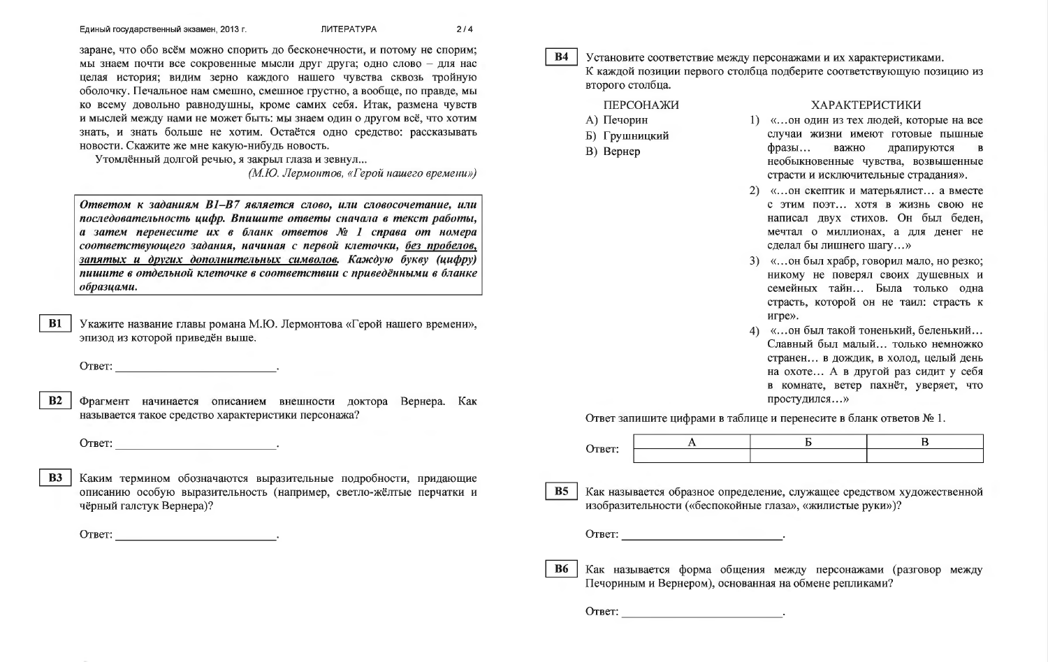заране, что обо всём можно спорить до бесконечности, и потому не спорим; мы знаем почти все сокровенные мысли друг друга; одно слово – для нас целая история; видим зерно каждого нашего чувства сквозь тройную оболочку. Печальное нам смешно, смешное грустно, а вообще, по правде, мы ко всему довольно равнодушны, кроме самих себя. Итак, размена чувств и мыслей между нами не может быть: мы знаем один о другом всё, что хотим знать, и знать больше не хотим. Остаётся одно средство: рассказывать новости. Скажите же мне какую-нибудь новость.

Утомлённый долгой речью, я закрыл глаза и зевнул...

*(М.Ю. Лермонтов, «Герой нашего времени»)*

> ***Ответом к заданиям B1–B7 является слово, или словосочетание, или последовательность цифр. Впишите ответы сначала в текст работы, а затем перенесите их в бланк ответов № 1 справа от номера соответствующего задания, начиная с первой клеточки, <u>без пробелов, запятых и других дополнительных символов</u>. Каждую букву (цифру) пишите в отдельной клеточке в соответствии с приведёнными в бланке образцами.***

**B1** Укажите название главы романа М.Ю. Лермонтова «Герой нашего времени», эпизод из которой приведён выше.

Ответ: ___________________________.

**B2** Фрагмент начинается описанием внешности доктора Вернера. Как называется такое средство характеристики персонажа?

Ответ: ___________________________.

**B3** Каким термином обозначаются выразительные подробности, придающие описанию особую выразительность (например, светло-жёлтые перчатки и чёрный галстук Вернера)?

Ответ: ___________________________.

**B4** Установите соответствие между персонажами и их характеристиками. К каждой позиции первого столбца подберите соответствующую позицию из второго столбца.

ПЕРСОНАЖИ

А) Печорин
Б) Грушницкий
В) Вернер

ХАРАКТЕРИСТИКИ

1) «…он один из тех людей, которые на все случаи жизни имеют готовые пышные фразы… важно драпируются в необыкновенные чувства, возвышенные страсти и исключительные страдания».
2) «…он скептик и матерьялист… а вместе с этим поэт… хотя в жизнь свою не написал двух стихов. Он был беден, мечтал о миллионах, а для денег не сделал бы лишнего шагу…»
3) «…он был храбр, говорил мало, но резко; никому не поверял своих душевных и семейных тайн… Была только одна страсть, которой он не таил: страсть к игре».
4) «…он был такой тоненький, беленький… Славный был малый… только немножко странен… в дождик, в холод, целый день на охоте… А в другой раз сидит у себя в комнате, ветер пахнёт, уверяет, что простудился…»

Ответ запишите цифрами в таблице и перенесите в бланк ответов № 1.

Ответ:

| А | Б | В |
|---|---|---|
| | | |

**B5** Как называется образное определение, служащее средством художественной изобразительности («беспокойные глаза», «жилистые руки»)?

Ответ: ___________________________.

**B6** Как называется форма общения между персонажами (разговор между Печориным и Вернером), основанная на обмене репликами?

Ответ: ___________________________.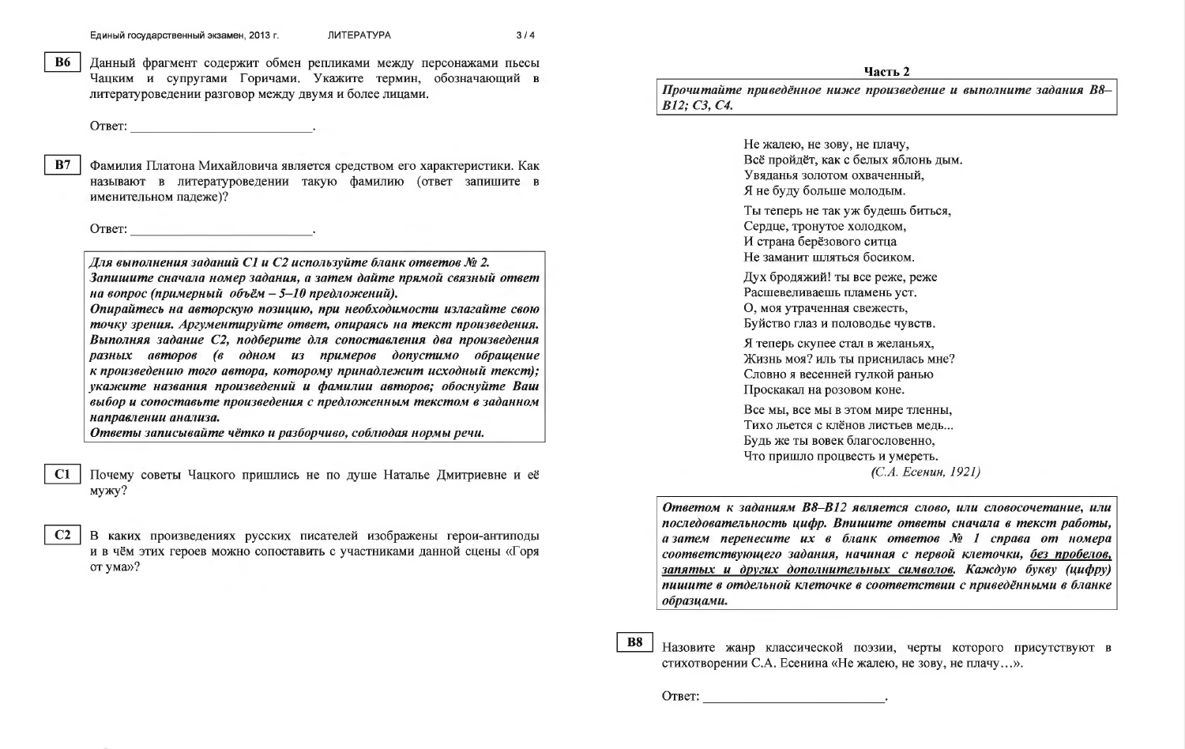**B6** Данный фрагмент содержит обмен репликами между персонажами пьесы Чацким и супругами Горичами. Укажите термин, обозначающий в литературоведении разговор между двумя и более лицами.

Ответ: ___________________________.

**B7** Фамилия Платона Михайловича является средством его характеристики. Как называют в литературоведении такую фамилию (ответ запишите в именительном падеже)?

Ответ: ___________________________.

> ***Для выполнения заданий С1 и С2 используйте бланк ответов № 2. Запишите сначала номер задания, а затем дайте прямой связный ответ на вопрос (примерный объём – 5–10 предложений).***
> ***Опирайтесь на авторскую позицию, при необходимости излагайте свою точку зрения. Аргументируйте ответ, опираясь на текст произведения. Выполняя задание С2, подберите для сопоставления два произведения разных авторов (в одном из примеров допустимо обращение к произведению того автора, которому принадлежит исходный текст); укажите названия произведений и фамилии авторов; обоснуйте Ваш выбор и сопоставьте произведения с предложенным текстом в заданном направлении анализа.***
> ***Ответы записывайте чётко и разборчиво, соблюдая нормы речи.***

**C1** Почему советы Чацкого пришлись не по душе Наталье Дмитриевне и её мужу?

**C2** В каких произведениях русских писателей изображены герои-антиподы и в чём этих героев можно сопоставить с участниками данной сцены «Горя от ума»?

## Часть 2

> ***Прочитайте приведённое ниже произведение и выполните задания В8–В12; С3, С4.***

Не жалею, не зову, не плачу,
Всё пройдёт, как с белых яблонь дым.
Увяданья золотом охваченный,
Я не буду больше молодым.

Ты теперь не так уж будешь биться,
Сердце, тронутое холодком,
И страна берёзового ситца
Не заманит шляться босиком.

Дух бродяжий! ты все реже, реже
Расшевеливаешь пламень уст.
О, моя утраченная свежесть,
Буйство глаз и половодье чувств.

Я теперь скупее стал в желаньях,
Жизнь моя? иль ты приснилась мне?
Словно я весенней гулкой ранью
Проскакал на розовом коне.

Все мы, все мы в этом мире тленны,
Тихо льется с клёнов листьев медь...
Будь же ты вовек благословенно,
Что пришло процвесть и умереть.

*(С.А. Есенин, 1921)*

> ***Ответом к заданиям В8–В12 является слово, или словосочетание, или последовательность цифр. Впишите ответы сначала в текст работы, а затем перенесите их в бланк ответов № 1 справа от номера соответствующего задания, начиная с первой клеточки, <u>без пробелов, запятых и других дополнительных символов</u>. Каждую букву (цифру) пишите в отдельной клеточке в соответствии с приведёнными в бланке образцами.***

**B8** Назовите жанр классической поэзии, черты которого присутствуют в стихотворении С.А. Есенина «Не жалею, не зову, не плачу…».

Ответ: ___________________________.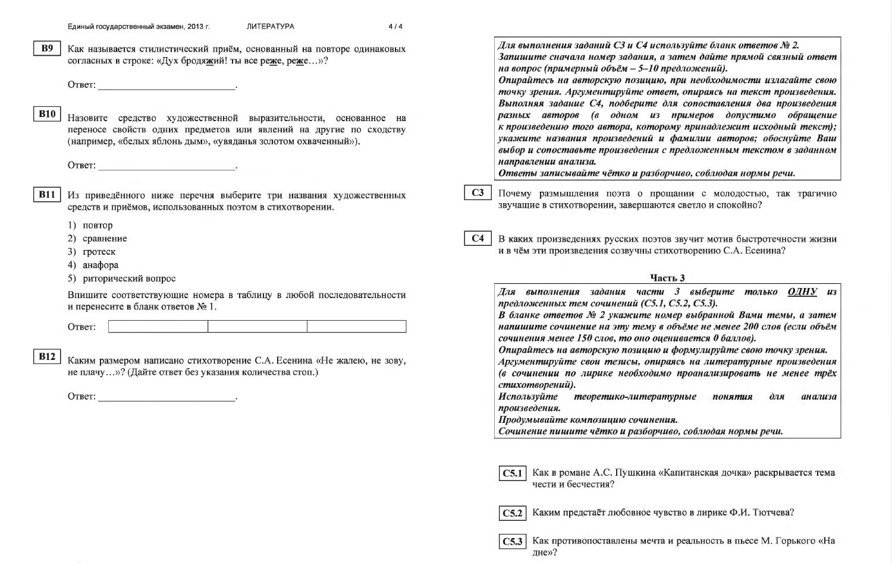**B9** Как называется стилистический приём, основанный на повторе одинаковых согласных в строке: «Дух бродя**ж**ий! ты все ре**ж**е, ре**ж**е…»?

Ответ: ___________________________.

**B10** Назовите средство художественной выразительности, основанное на переносе свойств одних предметов или явлений на другие по сходству (например, «белых яблонь дым», «увяданья золотом охваченный»).

Ответ: ___________________________.

**B11** Из приведённого ниже перечня выберите три названия художественных средств и приёмов, использованных поэтом в стихотворении.

1) повтор
2) сравнение
3) гротеск
4) анафора
5) риторический вопрос

Впишите соответствующие номера в таблицу в любой последовательности и перенесите в бланк ответов № 1.

Ответ:

| | | |
|---|---|---|
| | | |

**B12** Каким размером написано стихотворение С.А. Есенина «Не жалею, не зову, не плачу…»? (Дайте ответ без указания количества стоп.)

Ответ: ___________________________.

***Для выполнения заданий С3 и С4 используйте бланк ответов № 2.***
***Запишите сначала номер задания, а затем дайте прямой связный ответ на вопрос (примерный объём – 5–10 предложений).***
***Опирайтесь на авторскую позицию, при необходимости излагайте свою точку зрения. Аргументируйте ответ, опираясь на текст произведения. Выполняя задание С4, подберите для сопоставления два произведения разных авторов (в одном из примеров допустимо обращение к произведению того автора, которому принадлежит исходный текст); укажите названия произведений и фамилии авторов; обоснуйте Ваш выбор и сопоставьте произведения с предложенным текстом в заданном направлении анализа.***
***Ответы записывайте чётко и разборчиво, соблюдая нормы речи.***

**C3** Почему размышления поэта о прощании с молодостью, так трагично звучащие в стихотворении, завершаются светло и спокойно?

**C4** В каких произведениях русских поэтов звучит мотив быстротечности жизни и в чём эти произведения созвучны стихотворению С.А. Есенина?

## Часть 3

***Для выполнения задания части 3 выберите только ОДНУ из предложенных тем сочинений (С5.1, С5.2, С5.3).***
***В бланке ответов № 2 укажите номер выбранной Вами темы, а затем напишите сочинение на эту тему в объёме не менее 200 слов (если объём сочинения менее 150 слов, то оно оценивается 0 баллов).***
***Опирайтесь на авторскую позицию и формулируйте свою точку зрения.***
***Аргументируйте свои тезисы, опираясь на литературные произведения (в сочинении по лирике необходимо проанализировать не менее трёх стихотворений).***
***Используйте теоретико-литературные понятия для анализа произведения.***
***Продумывайте композицию сочинения.***
***Сочинение пишите чётко и разборчиво, соблюдая нормы речи.***

**C5.1** Как в романе А.С. Пушкина «Капитанская дочка» раскрывается тема чести и бесчестия?

**C5.2** Каким предстаёт любовное чувство в лирике Ф.И. Тютчева?

**C5.3** Как противопоставлены мечта и реальность в пьесе М. Горького «На дне»?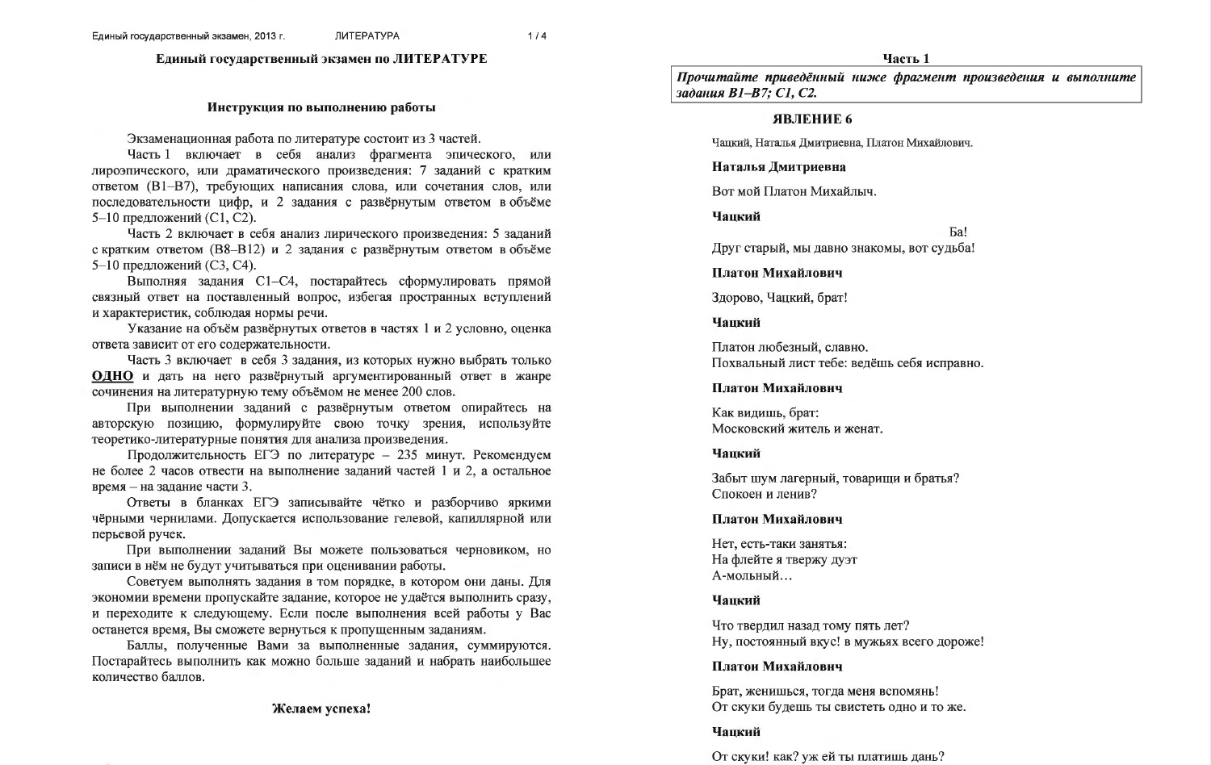## Единый государственный экзамен по ЛИТЕРАТУРЕ

### Инструкция по выполнению работы

Экзаменационная работа по литературе состоит из 3 частей.

Часть 1 включает в себя анализ фрагмента эпического, или лироэпического, или драматического произведения: 7 заданий с кратким ответом (B1–B7), требующих написания слова, или сочетания слов, или последовательности цифр, и 2 задания с развёрнутым ответом в объёме 5–10 предложений (C1, C2).

Часть 2 включает в себя анализ лирического произведения: 5 заданий с кратким ответом (B8–B12) и 2 задания с развёрнутым ответом в объёме 5–10 предложений (C3, C4).

Выполняя задания C1–C4, постарайтесь сформулировать прямой связный ответ на поставленный вопрос, избегая пространных вступлений и характеристик, соблюдая нормы речи.

Указание на объём развёрнутых ответов в частях 1 и 2 условно, оценка ответа зависит от его содержательности.

Часть 3 включает в себя 3 задания, из которых нужно выбрать только **ОДНО** и дать на него развёрнутый аргументированный ответ в жанре сочинения на литературную тему объёмом не менее 200 слов.

При выполнении заданий с развёрнутым ответом опирайтесь на авторскую позицию, формулируйте свою точку зрения, используйте теоретико-литературные понятия для анализа произведения.

Продолжительность ЕГЭ по литературе – 235 минут. Рекомендуем не более 2 часов отвести на выполнение заданий частей 1 и 2, а остальное время – на задание части 3.

Ответы в бланках ЕГЭ записывайте чётко и разборчиво яркими чёрными чернилами. Допускается использование гелевой, капиллярной или перьевой ручек.

При выполнении заданий Вы можете пользоваться черновиком, но записи в нём не будут учитываться при оценивании работы.

Советуем выполнять задания в том порядке, в котором они даны. Для экономии времени пропускайте задание, которое не удаётся выполнить сразу, и переходите к следующему. Если после выполнения всей работы у Вас останется время, Вы сможете вернуться к пропущенным заданиям.

Баллы, полученные Вами за выполненные задания, суммируются. Постарайтесь выполнить как можно больше заданий и набрать наибольшее количество баллов.

**Желаем успеха!**

## Часть 1

***Прочитайте приведённый ниже фрагмент произведения и выполните задания B1–B7; C1, C2.***

### ЯВЛЕНИЕ 6

Чацкий, Наталья Дмитриевна, Платон Михайлович.

**Наталья Дмитриевна**

Вот мой Платон Михайлыч.

**Чацкий**

Ба!
Друг старый, мы давно знакомы, вот судьба!

**Платон Михайлович**

Здорово, Чацкий, брат!

**Чацкий**

Платон любезный, славно.
Похвальный лист тебе: ведёшь себя исправно.

**Платон Михайлович**

Как видишь, брат:
Московский житель и женат.

**Чацкий**

Забыт шум лагерный, товарищи и братья?
Спокоен и ленив?

**Платон Михайлович**

Нет, есть-таки занятья:
На флейте я твержу дуэт
А-мольный…

**Чацкий**

Что твердил назад тому пять лет?
Ну, постоянный вкус! в мужьях всего дороже!

**Платон Михайлович**

Брат, женишься, тогда меня вспомянь!
От скуки будешь ты свистеть одно и то же.

**Чацкий**

От скуки! как? уж ей ты платишь дань?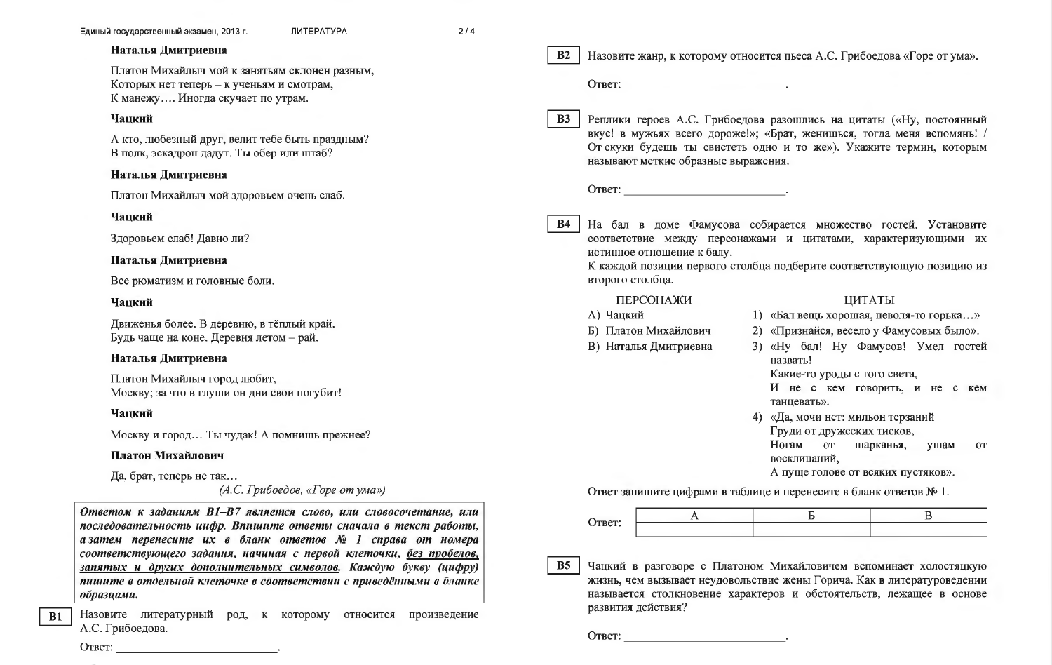**Наталья Дмитриевна**

Платон Михайлыч мой к занятьям склонен разным,
Которых нет теперь – к ученьям и смотрам,
К манежу…. Иногда скучает по утрам.

**Чацкий**

А кто, любезный друг, велит тебе быть праздным?
В полк, эскадрон дадут. Ты обер или штаб?

**Наталья Дмитриевна**

Платон Михайлыч мой здоровьем очень слаб.

**Чацкий**

Здоровьем слаб! Давно ли?

**Наталья Дмитриевна**

Все рюматизм и головные боли.

**Чацкий**

Движенья более. В деревню, в тёплый край.
Будь чаще на коне. Деревня летом – рай.

**Наталья Дмитриевна**

Платон Михайлыч город любит,
Москву; за что в глуши он дни свои погубит!

**Чацкий**

Москву и город… Ты чудак! А помнишь прежнее?

**Платон Михайлович**

Да, брат, теперь не так…

*(А.С. Грибоедов, «Горе от ума»)*

***Ответом к заданиям В1–В7 является слово, или словосочетание, или последовательность цифр. Впишите ответы сначала в текст работы, а затем перенесите их в бланк ответов № 1 справа от номера соответствующего задания, начиная с первой клеточки, без пробелов, запятых и других дополнительных символов. Каждую букву (цифру) пишите в отдельной клеточке в соответствии с приведёнными в бланке образцами.***

**B1** Назовите литературный род, к которому относится произведение А.С. Грибоедова.

Ответ: ___________________________.

**B2** Назовите жанр, к которому относится пьеса А.С. Грибоедова «Горе от ума».

Ответ: ___________________________.

**B3** Реплики героев А.С. Грибоедова разошлись на цитаты («Ну, постоянный вкус! в мужьях всего дороже!»; «Брат, женишься, тогда меня вспомянь! / От скуки будешь ты свистеть одно и то же»). Укажите термин, которым называют меткие образные выражения.

Ответ: ___________________________.

**B4** На бал в доме Фамусова собирается множество гостей. Установите соответствие между персонажами и цитатами, характеризующими их истинное отношение к балу.
К каждой позиции первого столбца подберите соответствующую позицию из второго столбца.

ПЕРСОНАЖИ

А) Чацкий
Б) Платон Михайлович
В) Наталья Дмитриевна

ЦИТАТЫ

1) «Бал вещь хорошая, неволя-то горька…»
2) «Признайся, весело у Фамусовых было».
3) «Ну бал! Ну Фамусов! Умел гостей назвать!
Какие-то уроды с того света,
И не с кем говорить, и не с кем танцевать».
4) «Да, мочи нет: мильон терзаний
Груди от дружеских тисков,
Ногам от шарканья, ушам от восклицаний,
А пуще голове от всяких пустяков».

Ответ запишите цифрами в таблице и перенесите в бланк ответов № 1.

Ответ:

| А | Б | В |
|---|---|---|
| | | |

**B5** Чацкий в разговоре с Платоном Михайловичем вспоминает холостяцкую жизнь, чем вызывает неудовольствие жены Горича. Как в литературоведении называется столкновение характеров и обстоятельств, лежащее в основе развития действия?

Ответ: ___________________________.